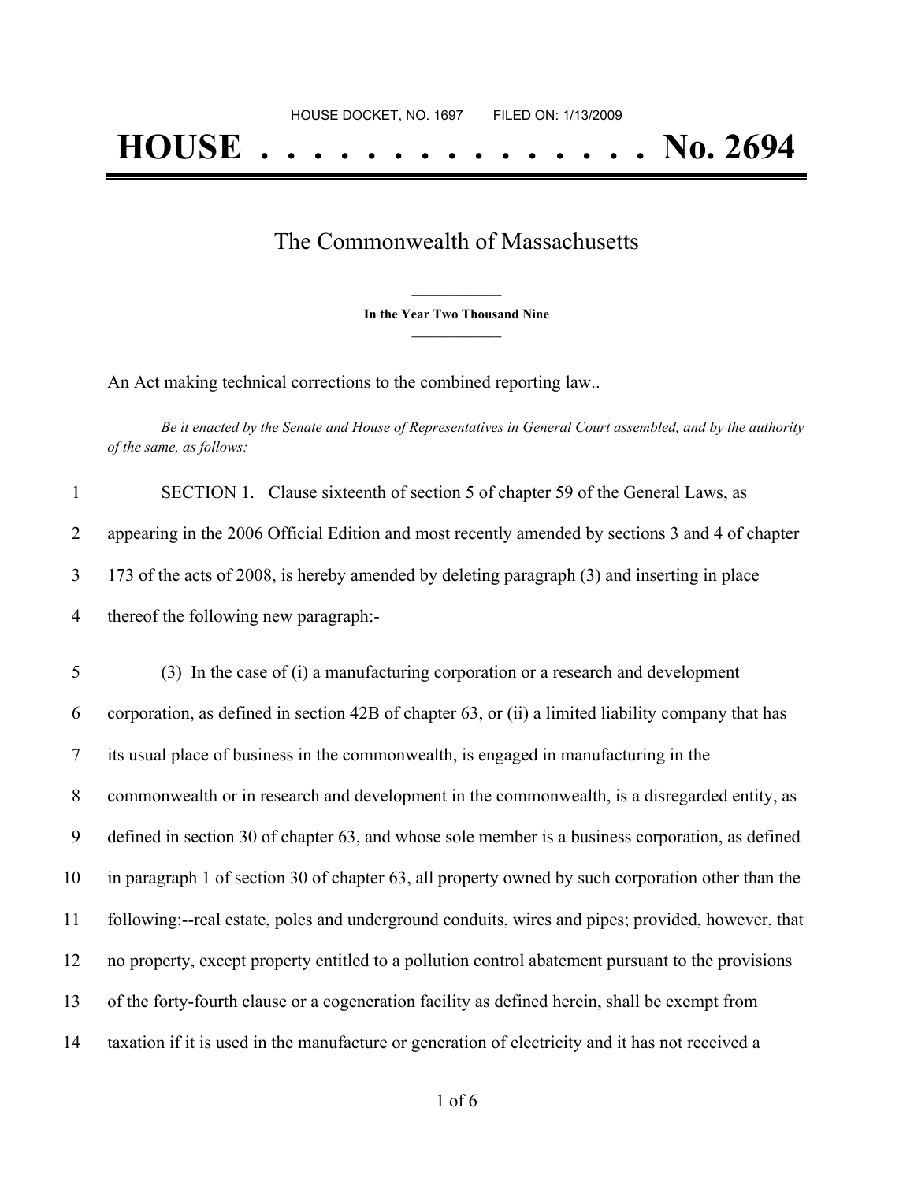HOUSE DOCKET, NO. 1697 FILED ON: 1/13/2009

# HOUSE . . . . . . . . . . . . . . . No. 2694

## The Commonwealth of Massachusetts

**In the Year Two Thousand Nine**

An Act making technical corrections to the combined reporting law..

*Be it enacted by the Senate and House of Representatives in General Court assembled, and by the authority of the same, as follows:*

1 SECTION 1. Clause sixteenth of section 5 of chapter 59 of the General Laws, as
2 appearing in the 2006 Official Edition and most recently amended by sections 3 and 4 of chapter
3 173 of the acts of 2008, is hereby amended by deleting paragraph (3) and inserting in place
4 thereof the following new paragraph:-

5 (3) In the case of (i) a manufacturing corporation or a research and development
6 corporation, as defined in section 42B of chapter 63, or (ii) a limited liability company that has
7 its usual place of business in the commonwealth, is engaged in manufacturing in the
8 commonwealth or in research and development in the commonwealth, is a disregarded entity, as
9 defined in section 30 of chapter 63, and whose sole member is a business corporation, as defined
10 in paragraph 1 of section 30 of chapter 63, all property owned by such corporation other than the
11 following:--real estate, poles and underground conduits, wires and pipes; provided, however, that
12 no property, except property entitled to a pollution control abatement pursuant to the provisions
13 of the forty-fourth clause or a cogeneration facility as defined herein, shall be exempt from
14 taxation if it is used in the manufacture or generation of electricity and it has not received a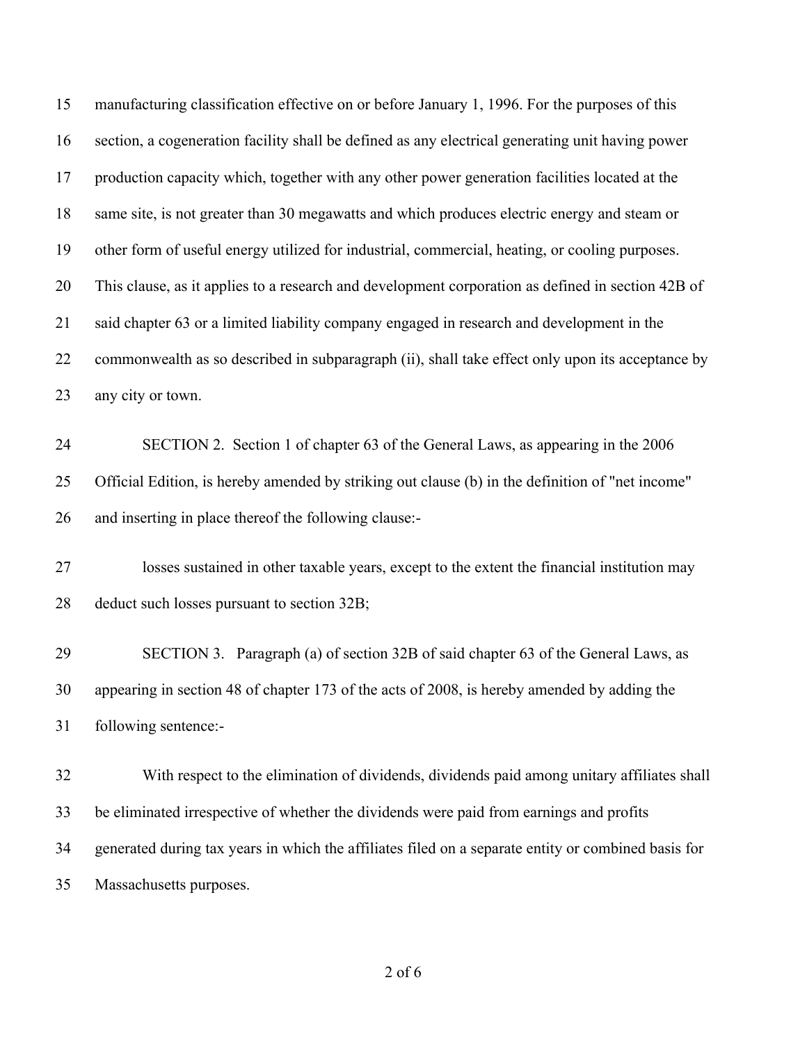manufacturing classification effective on or before January 1, 1996. For the purposes of this section, a cogeneration facility shall be defined as any electrical generating unit having power production capacity which, together with any other power generation facilities located at the same site, is not greater than 30 megawatts and which produces electric energy and steam or other form of useful energy utilized for industrial, commercial, heating, or cooling purposes. This clause, as it applies to a research and development corporation as defined in section 42B of said chapter 63 or a limited liability company engaged in research and development in the commonwealth as so described in subparagraph (ii), shall take effect only upon its acceptance by any city or town.

SECTION 2. Section 1 of chapter 63 of the General Laws, as appearing in the 2006 Official Edition, is hereby amended by striking out clause (b) in the definition of "net income" and inserting in place thereof the following clause:-

losses sustained in other taxable years, except to the extent the financial institution may deduct such losses pursuant to section 32B;

SECTION 3. Paragraph (a) of section 32B of said chapter 63 of the General Laws, as appearing in section 48 of chapter 173 of the acts of 2008, is hereby amended by adding the following sentence:-

With respect to the elimination of dividends, dividends paid among unitary affiliates shall be eliminated irrespective of whether the dividends were paid from earnings and profits generated during tax years in which the affiliates filed on a separate entity or combined basis for Massachusetts purposes.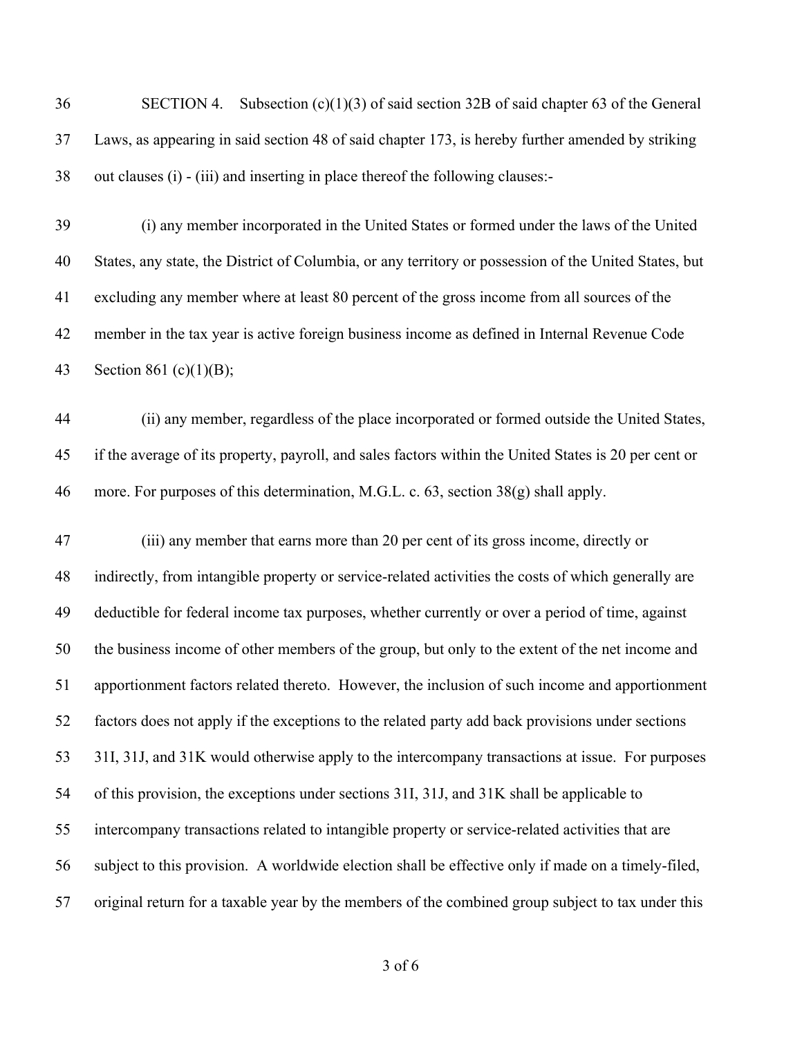SECTION 4. Subsection (c)(1)(3) of said section 32B of said chapter 63 of the General Laws, as appearing in said section 48 of said chapter 173, is hereby further amended by striking out clauses (i) - (iii) and inserting in place thereof the following clauses:-

(i) any member incorporated in the United States or formed under the laws of the United States, any state, the District of Columbia, or any territory or possession of the United States, but excluding any member where at least 80 percent of the gross income from all sources of the member in the tax year is active foreign business income as defined in Internal Revenue Code Section 861 (c)(1)(B);

(ii) any member, regardless of the place incorporated or formed outside the United States, if the average of its property, payroll, and sales factors within the United States is 20 per cent or more. For purposes of this determination, M.G.L. c. 63, section 38(g) shall apply.

(iii) any member that earns more than 20 per cent of its gross income, directly or indirectly, from intangible property or service-related activities the costs of which generally are deductible for federal income tax purposes, whether currently or over a period of time, against the business income of other members of the group, but only to the extent of the net income and apportionment factors related thereto. However, the inclusion of such income and apportionment factors does not apply if the exceptions to the related party add back provisions under sections 31I, 31J, and 31K would otherwise apply to the intercompany transactions at issue. For purposes of this provision, the exceptions under sections 31I, 31J, and 31K shall be applicable to intercompany transactions related to intangible property or service-related activities that are subject to this provision. A worldwide election shall be effective only if made on a timely-filed, original return for a taxable year by the members of the combined group subject to tax under this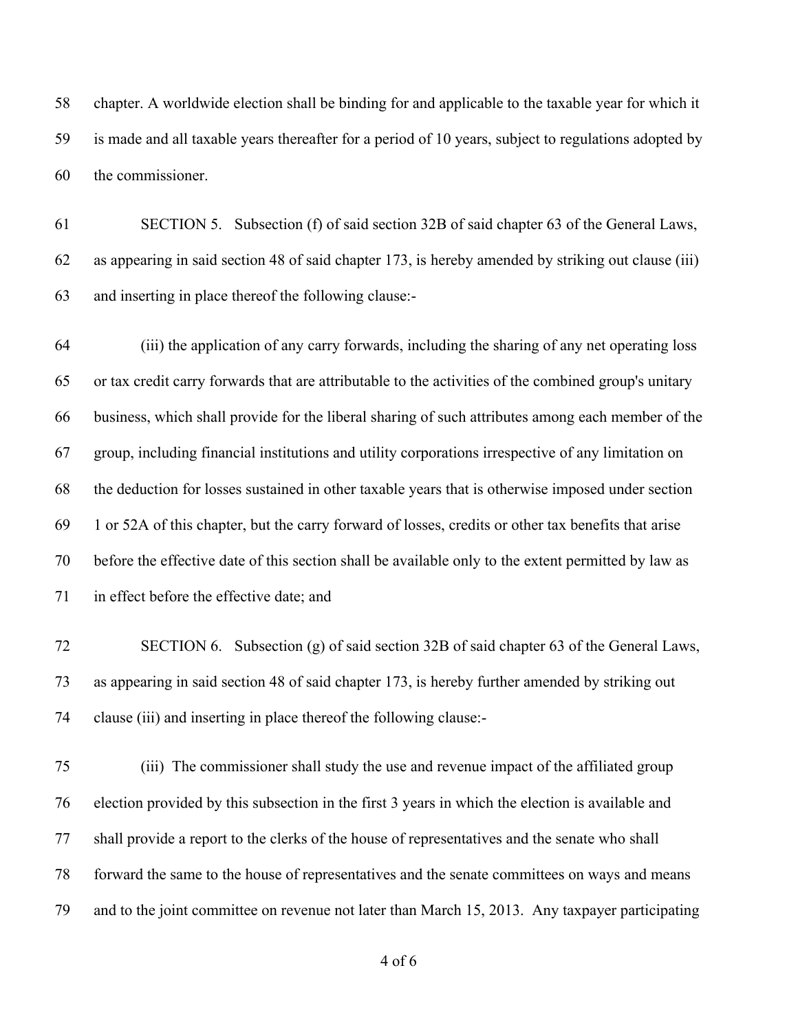chapter. A worldwide election shall be binding for and applicable to the taxable year for which it is made and all taxable years thereafter for a period of 10 years, subject to regulations adopted by the commissioner.

SECTION 5. Subsection (f) of said section 32B of said chapter 63 of the General Laws, as appearing in said section 48 of said chapter 173, is hereby amended by striking out clause (iii) and inserting in place thereof the following clause:-

(iii) the application of any carry forwards, including the sharing of any net operating loss or tax credit carry forwards that are attributable to the activities of the combined group's unitary business, which shall provide for the liberal sharing of such attributes among each member of the group, including financial institutions and utility corporations irrespective of any limitation on the deduction for losses sustained in other taxable years that is otherwise imposed under section 1 or 52A of this chapter, but the carry forward of losses, credits or other tax benefits that arise before the effective date of this section shall be available only to the extent permitted by law as in effect before the effective date; and

SECTION 6. Subsection (g) of said section 32B of said chapter 63 of the General Laws, as appearing in said section 48 of said chapter 173, is hereby further amended by striking out clause (iii) and inserting in place thereof the following clause:-

(iii) The commissioner shall study the use and revenue impact of the affiliated group election provided by this subsection in the first 3 years in which the election is available and shall provide a report to the clerks of the house of representatives and the senate who shall forward the same to the house of representatives and the senate committees on ways and means and to the joint committee on revenue not later than March 15, 2013. Any taxpayer participating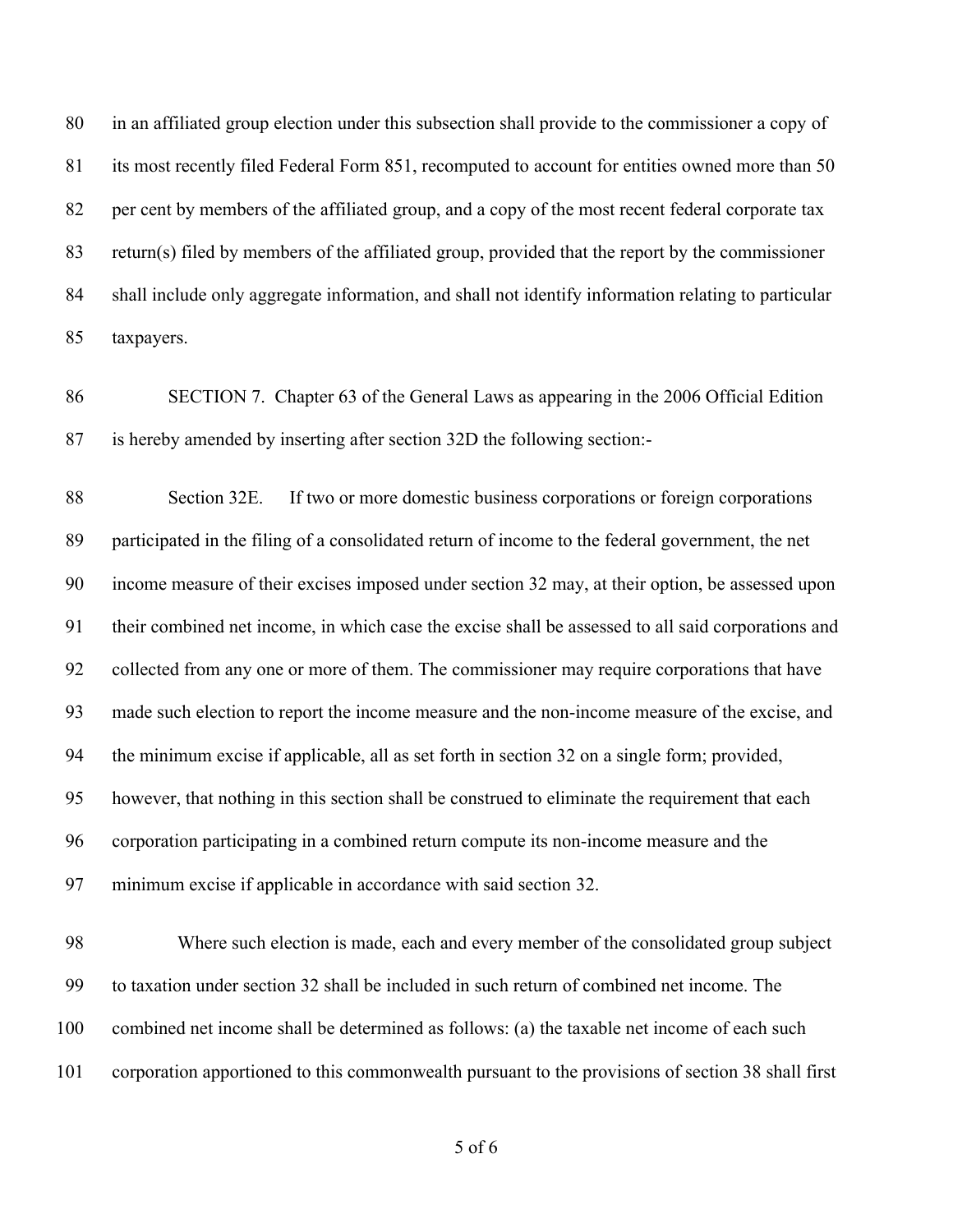in an affiliated group election under this subsection shall provide to the commissioner a copy of its most recently filed Federal Form 851, recomputed to account for entities owned more than 50 per cent by members of the affiliated group, and a copy of the most recent federal corporate tax return(s) filed by members of the affiliated group, provided that the report by the commissioner shall include only aggregate information, and shall not identify information relating to particular taxpayers.

SECTION 7. Chapter 63 of the General Laws as appearing in the 2006 Official Edition is hereby amended by inserting after section 32D the following section:-

Section 32E. If two or more domestic business corporations or foreign corporations participated in the filing of a consolidated return of income to the federal government, the net income measure of their excises imposed under section 32 may, at their option, be assessed upon their combined net income, in which case the excise shall be assessed to all said corporations and collected from any one or more of them. The commissioner may require corporations that have made such election to report the income measure and the non-income measure of the excise, and the minimum excise if applicable, all as set forth in section 32 on a single form; provided, however, that nothing in this section shall be construed to eliminate the requirement that each corporation participating in a combined return compute its non-income measure and the minimum excise if applicable in accordance with said section 32.

Where such election is made, each and every member of the consolidated group subject to taxation under section 32 shall be included in such return of combined net income. The combined net income shall be determined as follows: (a) the taxable net income of each such corporation apportioned to this commonwealth pursuant to the provisions of section 38 shall first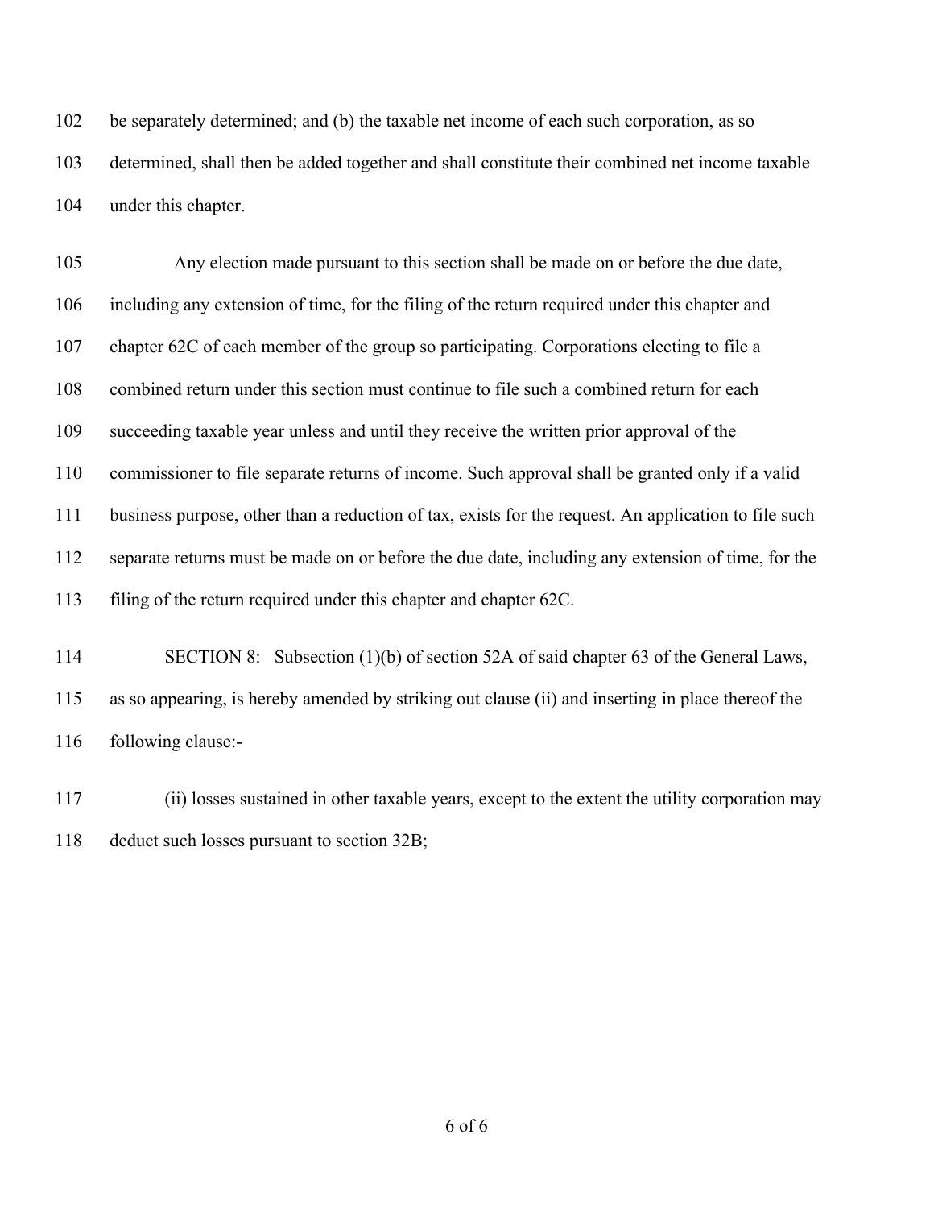be separately determined; and (b) the taxable net income of each such corporation, as so determined, shall then be added together and shall constitute their combined net income taxable under this chapter.

Any election made pursuant to this section shall be made on or before the due date, including any extension of time, for the filing of the return required under this chapter and chapter 62C of each member of the group so participating. Corporations electing to file a combined return under this section must continue to file such a combined return for each succeeding taxable year unless and until they receive the written prior approval of the commissioner to file separate returns of income. Such approval shall be granted only if a valid business purpose, other than a reduction of tax, exists for the request. An application to file such separate returns must be made on or before the due date, including any extension of time, for the filing of the return required under this chapter and chapter 62C.

SECTION 8: Subsection (1)(b) of section 52A of said chapter 63 of the General Laws, as so appearing, is hereby amended by striking out clause (ii) and inserting in place thereof the following clause:-

(ii) losses sustained in other taxable years, except to the extent the utility corporation may deduct such losses pursuant to section 32B;